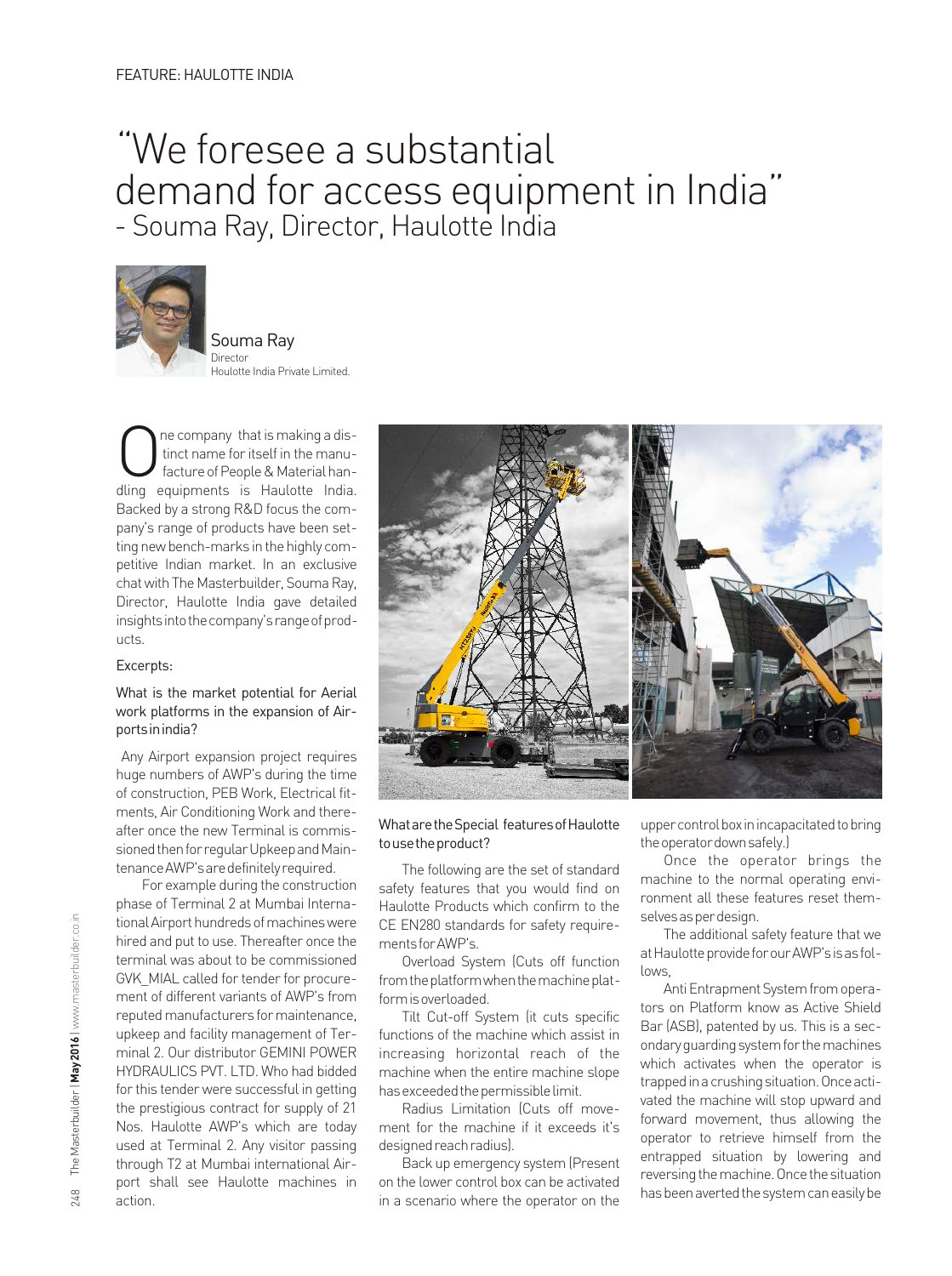FEATURE: HAULOTTE INDIA

# "We foresee a substantial demand for access equipment in India"

## - Souma Ray, Director, Haulotte India

Souma Ray
Director
Houlotte India Private Limited.

One company that is making a distinct name for itself in the manufacture of People & Material handling equipments is Haulotte India. Backed by a strong R&D focus the company's range of products have been setting new bench-marks in the highly competitive Indian market. In an exclusive chat with The Masterbuilder, Souma Ray, Director, Haulotte India gave detailed insights into the company's range of products.

Excerpts:

**What is the market potential for Aerial work platforms in the expansion of Airports in india?**

Any Airport expansion project requires huge numbers of AWP's during the time of construction, PEB Work, Electrical fitments, Air Conditioning Work and thereafter once the new Terminal is commissioned then for regular Upkeep and Maintenance AWP's are definitely required.

For example during the construction phase of Terminal 2 at Mumbai International Airport hundreds of machines were hired and put to use. Thereafter once the terminal was about to be commissioned GVK_MIAL called for tender for procurement of different variants of AWP's from reputed manufacturers for maintenance, upkeep and facility management of Terminal 2. Our distributor GEMINI POWER HYDRAULICS PVT. LTD. Who had bidded for this tender were successful in getting the prestigious contract for supply of 21 Nos. Haulotte AWP's which are today used at Terminal 2. Any visitor passing through T2 at Mumbai international Airport shall see Haulotte machines in action.

**What are the Special features of Haulotte to use the product?**

The following are the set of standard safety features that you would find on Haulotte Products which confirm to the CE EN280 standards for safety requirements for AWP's.

Overload System (Cuts off function from the platform when the machine platform is overloaded.

Tilt Cut-off System (it cuts specific functions of the machine which assist in increasing horizontal reach of the machine when the entire machine slope has exceeded the permissible limit.

Radius Limitation (Cuts off movement for the machine if it exceeds it's designed reach radius).

Back up emergency system (Present on the lower control box can be activated in a scenario where the operator on the upper control box in incapacitated to bring the operator down safely.)

Once the operator brings the machine to the normal operating environment all these features reset themselves as per design.

The additional safety feature that we at Haulotte provide for our AWP's is as follows,

Anti Entrapment System from operators on Platform know as Active Shield Bar (ASB), patented by us. This is a secondary guarding system for the machines which activates when the operator is trapped in a crushing situation. Once activated the machine will stop upward and forward movement, thus allowing the operator to retrieve himself from the entrapped situation by lowering and reversing the machine. Once the situation has been averted the system can easily be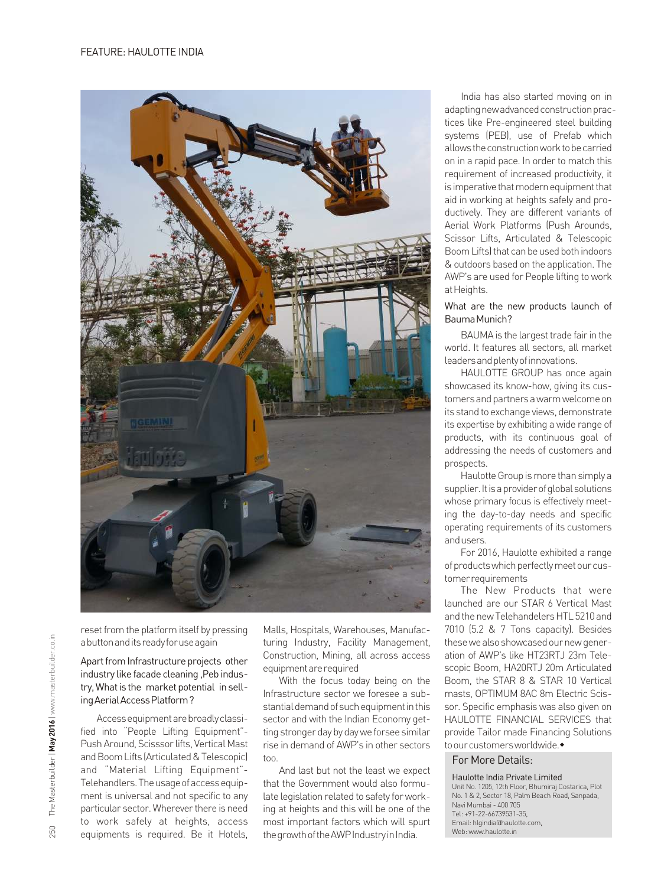reset from the platform itself by pressing a button and its ready for use again

### Apart from Infrastructure projects other industry like facade cleaning ,Peb industry, What is the market potential in selling Aerial Access Platform ?

Access equipment are broadly classified into "People Lifting Equipment"- Push Around, Scisssor lifts, Vertical Mast and Boom Lifts (Articulated & Telescopic) and "Material Lifting Equipment"- Telehandlers. The usage of access equipment is universal and not specific to any particular sector. Wherever there is need to work safely at heights, access equipments is required. Be it Hotels, Malls, Hospitals, Warehouses, Manufacturing Industry, Facility Management, Construction, Mining, all across access equipment are required

With the focus today being on the Infrastructure sector we foresee a substantial demand of such equipment in this sector and with the Indian Economy getting stronger day by day we forsee similar rise in demand of AWP's in other sectors too.

And last but not the least we expect that the Government would also formulate legislation related to safety for working at heights and this will be one of the most important factors which will spurt the growth of the AWP Industry in India.

India has also started moving on in adapting new advanced construction practices like Pre-engineered steel building systems (PEB), use of Prefab which allows the construction work to be carried on in a rapid pace. In order to match this requirement of increased productivity, it is imperative that modern equipment that aid in working at heights safely and productively. They are different variants of Aerial Work Platforms (Push Arounds, Scissor Lifts, Articulated & Telescopic Boom Lifts) that can be used both indoors & outdoors based on the application. The AWP's are used for People lifting to work at Heights.

### What are the new products launch of Bauma Munich?

BAUMA is the largest trade fair in the world. It features all sectors, all market leaders and plenty of innovations.

HAULOTTE GROUP has once again showcased its know-how, giving its customers and partners a warm welcome on its stand to exchange views, demonstrate its expertise by exhibiting a wide range of products, with its continuous goal of addressing the needs of customers and prospects.

Haulotte Group is more than simply a supplier. It is a provider of global solutions whose primary focus is effectively meeting the day-to-day needs and specific operating requirements of its customers and users.

For 2016, Haulotte exhibited a range of products which perfectly meet our customer requirements

The New Products that were launched are our STAR 6 Vertical Mast and the new Telehandelers HTL 5210 and 7010 (5.2 & 7 Tons capacity). Besides these we also showcased our new generation of AWP's like HT23RTJ 23m Telescopic Boom, HA20RTJ 20m Articulated Boom, the STAR 8 & STAR 10 Vertical masts, OPTIMUM 8AC 8m Electric Scissor. Specific emphasis was also given on HAULOTTE FINANCIAL SERVICES that provide Tailor made Financing Solutions to our customers worldwide.◆

#### For More Details:

**Haulotte India Private Limited**
Unit No. 1205, 12th Floor, Bhumiraj Costarica, Plot No. 1 & 2, Sector 18, Palm Beach Road, Sanpada, Navi Mumbai - 400 705
Tel: +91-22-66739531-35,
Email: hlgindia@haulotte.com,
Web: www.haulotte.in